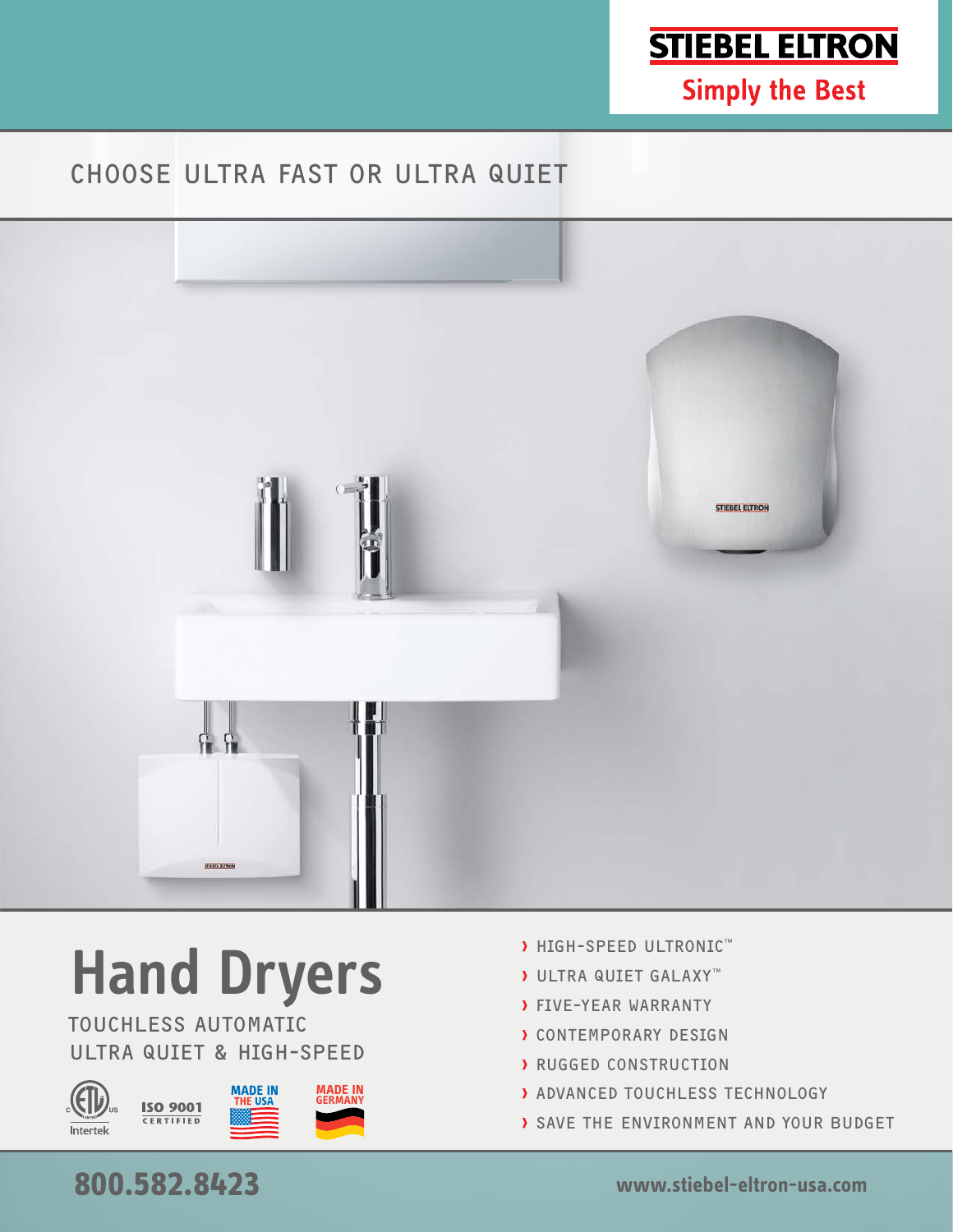STIEBEL ELTRON

Simply the Best

CHOOSE ULTRA FAST OR ULTRA QUIET

# Hand Dryers

TOUCHLESS AUTOMATIC
ULTRA QUIET & HIGH-SPEED

Intertek · ISO 9001 CERTIFIED · MADE IN THE USA · MADE IN GERMANY

- HIGH-SPEED ULTRONIC™
- ULTRA QUIET GALAXY™
- FIVE-YEAR WARRANTY
- CONTEMPORARY DESIGN
- RUGGED CONSTRUCTION
- ADVANCED TOUCHLESS TECHNOLOGY
- SAVE THE ENVIRONMENT AND YOUR BUDGET

**800.582.8423**

**www.stiebel-eltron-usa.com**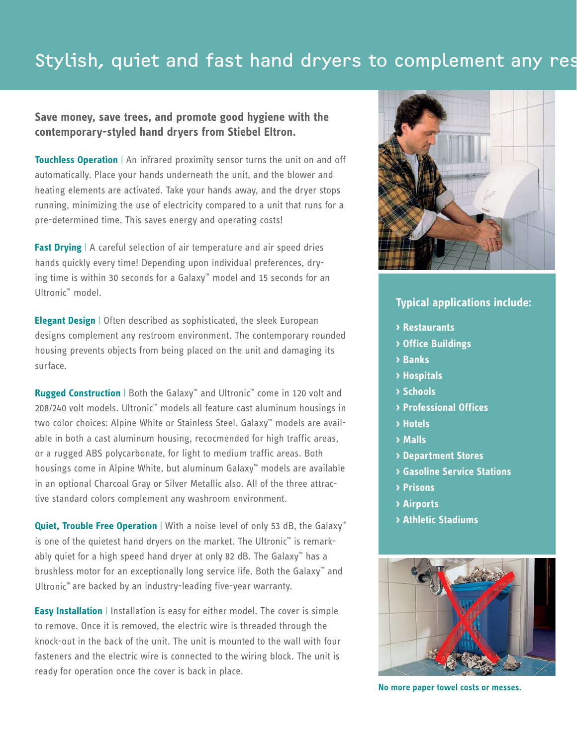# Stylish, quiet and fast hand dryers to complement any res

**Save money, save trees, and promote good hygiene with the contemporary-styled hand dryers from Stiebel Eltron.**

**Touchless Operation** | An infrared proximity sensor turns the unit on and off automatically. Place your hands underneath the unit, and the blower and heating elements are activated. Take your hands away, and the dryer stops running, minimizing the use of electricity compared to a unit that runs for a pre-determined time. This saves energy and operating costs!

**Fast Drying** | A careful selection of air temperature and air speed dries hands quickly every time! Depending upon individual preferences, drying time is within 30 seconds for a Galaxy™ model and 15 seconds for an Ultronic™ model.

**Elegant Design** | Often described as sophisticated, the sleek European designs complement any restroom environment. The contemporary rounded housing prevents objects from being placed on the unit and damaging its surface.

**Rugged Construction** | Both the Galaxy™ and Ultronic™ come in 120 volt and 208/240 volt models. Ultronic™ models all feature cast aluminum housings in two color choices: Alpine White or Stainless Steel. Galaxy™ models are available in both a cast aluminum housing, recocmended for high traffic areas, or a rugged ABS polycarbonate, for light to medium traffic areas. Both housings come in Alpine White, but aluminum Galaxy™ models are available in an optional Charcoal Gray or Silver Metallic also. All of the three attractive standard colors complement any washroom environment.

**Quiet, Trouble Free Operation** | With a noise level of only 53 dB, the Galaxy™ is one of the quietest hand dryers on the market. The Ultronic™ is remarkably quiet for a high speed hand dryer at only 82 dB. The Galaxy™ has a brushless motor for an exceptionally long service life. Both the Galaxy™ and Ultronic™ are backed by an industry-leading five-year warranty.

**Easy Installation** | Installation is easy for either model. The cover is simple to remove. Once it is removed, the electric wire is threaded through the knock-out in the back of the unit. The unit is mounted to the wall with four fasteners and the electric wire is connected to the wiring block. The unit is ready for operation once the cover is back in place.

## Typical applications include:

- Restaurants
- Office Buildings
- Banks
- Hospitals
- Schools
- Professional Offices
- Hotels
- Malls
- Department Stores
- Gasoline Service Stations
- Prisons
- Airports
- Athletic Stadiums

No more paper towel costs or messes.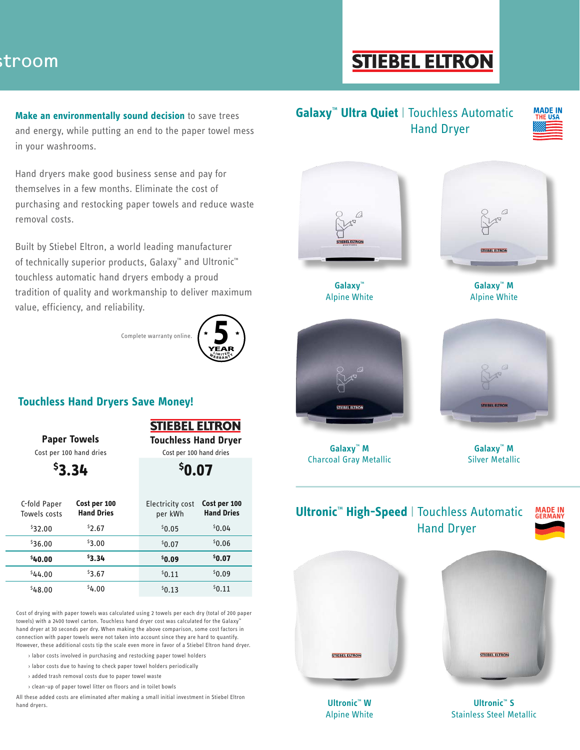stroom

STIEBEL ELTRON

**Make an environmentally sound decision** to save trees and energy, while putting an end to the paper towel mess in your washrooms.

Hand dryers make good business sense and pay for themselves in a few months. Eliminate the cost of purchasing and restocking paper towels and reduce waste removal costs.

Built by Stiebel Eltron, a world leading manufacturer of technically superior products, Galaxy™ and Ultronic™ touchless automatic hand dryers embody a proud tradition of quality and workmanship to deliver maximum value, efficiency, and reliability.

Complete warranty online. 5 YEAR LIMITED WARRANTY

## Touchless Hand Dryers Save Money!

| Paper Towels | | STIEBEL ELTRON Touchless Hand Dryer | |
|---|---|---|---|
| Cost per 100 hand dries | | Cost per 100 hand dries | |
| **$3.34** | | **$0.07** | |
| C-fold Paper Towels costs | **Cost per 100 Hand Dries** | Electricity cost per kWh | **Cost per 100 Hand Dries** |
| $32.00 | $2.67 | $0.05 | $0.04 |
| $36.00 | $3.00 | $0.07 | $0.06 |
| **$40.00** | **$3.34** | **$0.09** | **$0.07** |
| $44.00 | $3.67 | $0.11 | $0.09 |
| $48.00 | $4.00 | $0.13 | $0.11 |

Cost of drying with paper towels was calculated using 2 towels per each dry (total of 200 paper towels) with a 2400 towel carton. Touchless hand dryer cost was calculated for the Galaxy™ hand dryer at 30 seconds per dry. When making the above comparison, some cost factors in connection with paper towels were not taken into account since they are hard to quantify. However, these additional costs tip the scale even more in favor of a Stiebel Eltron hand dryer.

- labor costs involved in purchasing and restocking paper towel holders
- labor costs due to having to check paper towel holders periodically
- added trash removal costs due to paper towel waste
- clean-up of paper towel litter on floors and in toilet bowls

All these added costs are eliminated after making a small initial investment in Stiebel Eltron hand dryers.

## Galaxy™ Ultra Quiet | Touchless Automatic Hand Dryer

MADE IN THE USA

**Galaxy™**
Alpine White

**Galaxy™ M**
Alpine White

**Galaxy™ M**
Charcoal Gray Metallic

**Galaxy™ M**
Silver Metallic

## Ultronic™ High-Speed | Touchless Automatic Hand Dryer

MADE IN GERMANY

**Ultronic™ W**
Alpine White

**Ultronic™ S**
Stainless Steel Metallic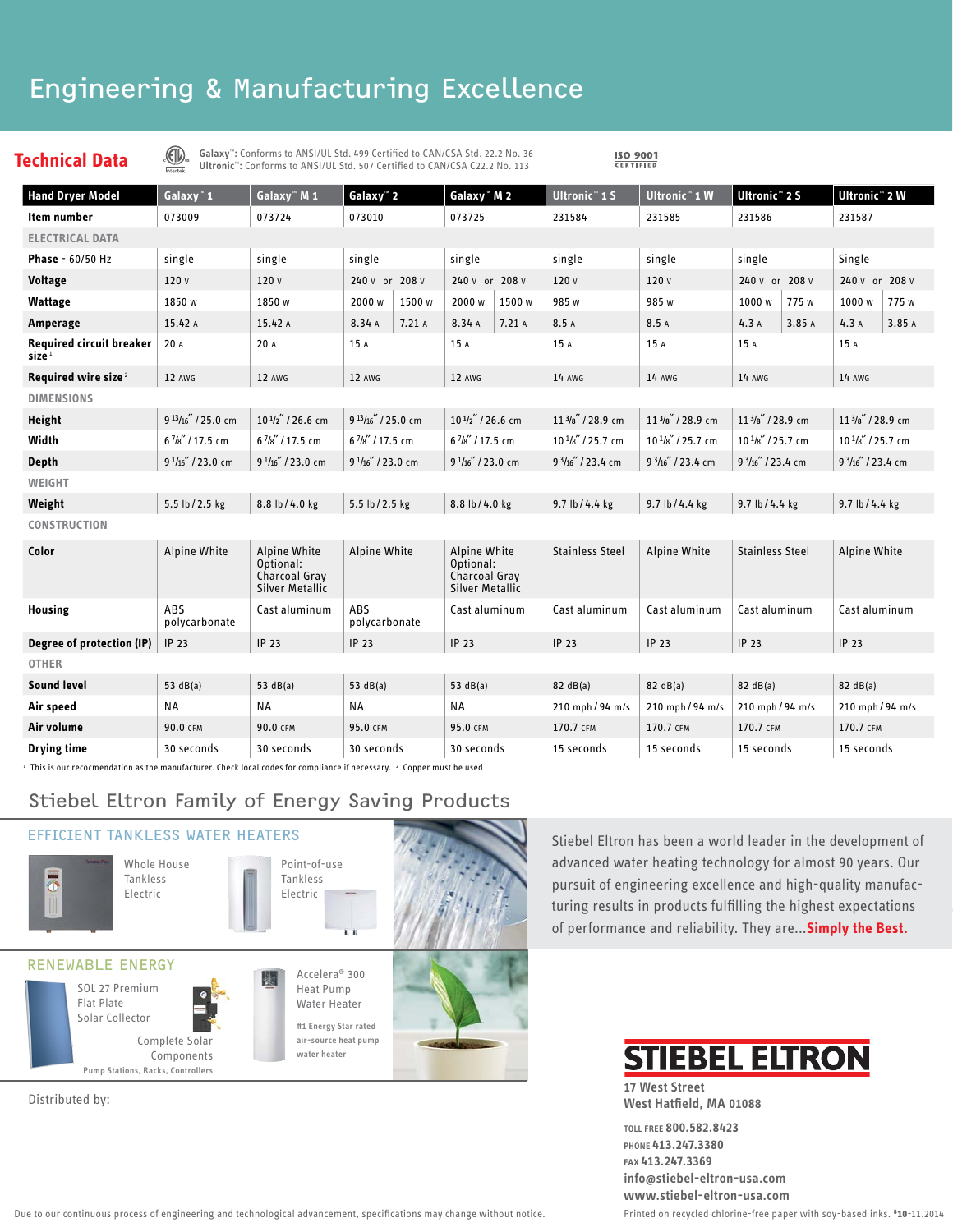# Engineering & Manufacturing Excellence

## Technical Data

Galaxy™: Conforms to ANSI/UL Std. 499 Certified to CAN/CSA Std. 22.2 No. 36
Ultronic™: Conforms to ANSI/UL Std. 507 Certified to CAN/CSA C22.2 No. 113

ISO 9001 CERTIFIED

| Hand Dryer Model | Galaxy™ 1 | Galaxy™ M 1 | Galaxy™ 2 | Galaxy™ M 2 | Ultronic™ 1 S | Ultronic™ 1 W | Ultronic™ 2 S | Ultronic™ 2 W |
|---|---|---|---|---|---|---|---|---|
| Item number | 073009 | 073724 | 073010 | 073725 | 231584 | 231585 | 231586 | 231587 |
| **ELECTRICAL DATA** | | | | | | | | |
| Phase - 60/50 Hz | single | single | single | single | single | single | single | Single |
| Voltage | 120 V | 120 V | 240 V or 208 V | 240 V or 208 V | 120 V | 120 V | 240 V or 208 V | 240 V or 208 V |
| Wattage | 1850 W | 1850 W | 2000 W / 1500 W | 2000 W / 1500 W | 985 W | 985 W | 1000 W / 775 W | 1000 W / 775 W |
| Amperage | 15.42 A | 15.42 A | 8.34 A / 7.21 A | 8.34 A / 7.21 A | 8.5 A | 8.5 A | 4.3 A / 3.85 A | 4.3 A / 3.85 A |
| Required circuit breaker size[1] | 20 A | 20 A | 15 A | 15 A | 15 A | 15 A | 15 A | 15 A |
| Required wire size[2] | 12 AWG | 12 AWG | 12 AWG | 12 AWG | 14 AWG | 14 AWG | 14 AWG | 14 AWG |
| **DIMENSIONS** | | | | | | | | |
| Height | 9 13/16" / 25.0 cm | 10 1/2" / 26.6 cm | 9 13/16" / 25.0 cm | 10 1/2" / 26.6 cm | 11 3/8" / 28.9 cm | 11 3/8" / 28.9 cm | 11 3/8" / 28.9 cm | 11 3/8" / 28.9 cm |
| Width | 6 7/8" / 17.5 cm | 6 7/8" / 17.5 cm | 6 7/8" / 17.5 cm | 6 7/8" / 17.5 cm | 10 1/8" / 25.7 cm | 10 1/8" / 25.7 cm | 10 1/8" / 25.7 cm | 10 1/8" / 25.7 cm |
| Depth | 9 1/16" / 23.0 cm | 9 1/16" / 23.0 cm | 9 1/16" / 23.0 cm | 9 1/16" / 23.0 cm | 9 3/16" / 23.4 cm | 9 3/16" / 23.4 cm | 9 3/16" / 23.4 cm | 9 3/16" / 23.4 cm |
| **WEIGHT** | | | | | | | | |
| Weight | 5.5 lb / 2.5 kg | 8.8 lb / 4.0 kg | 5.5 lb / 2.5 kg | 8.8 lb / 4.0 kg | 9.7 lb / 4.4 kg | 9.7 lb / 4.4 kg | 9.7 lb / 4.4 kg | 9.7 lb / 4.4 kg |
| **CONSTRUCTION** | | | | | | | | |
| Color | Alpine White | Alpine White Optional: Charcoal Gray Silver Metallic | Alpine White | Alpine White Optional: Charcoal Gray Silver Metallic | Stainless Steel | Alpine White | Stainless Steel | Alpine White |
| Housing | ABS polycarbonate | Cast aluminum | ABS polycarbonate | Cast aluminum | Cast aluminum | Cast aluminum | Cast aluminum | Cast aluminum |
| Degree of protection (IP) | IP 23 | IP 23 | IP 23 | IP 23 | IP 23 | IP 23 | IP 23 | IP 23 |
| **OTHER** | | | | | | | | |
| Sound level | 53 dB(a) | 53 dB(a) | 53 dB(a) | 53 dB(a) | 82 dB(a) | 82 dB(a) | 82 dB(a) | 82 dB(a) |
| Air speed | NA | NA | NA | NA | 210 mph / 94 m/s | 210 mph / 94 m/s | 210 mph / 94 m/s | 210 mph / 94 m/s |
| Air volume | 90.0 CFM | 90.0 CFM | 95.0 CFM | 95.0 CFM | 170.7 CFM | 170.7 CFM | 170.7 CFM | 170.7 CFM |
| Drying time | 30 seconds | 30 seconds | 30 seconds | 30 seconds | 15 seconds | 15 seconds | 15 seconds | 15 seconds |

[1] This is our recocmendation as the manufacturer. Check local codes for compliance if necessary. [2] Copper must be used

## Stiebel Eltron Family of Energy Saving Products

### EFFICIENT TANKLESS WATER HEATERS

Whole House Tankless Electric

Point-of-use Tankless Electric

### RENEWABLE ENERGY

SOL 27 Premium Flat Plate Solar Collector

Complete Solar Components
Pump Stations, Racks, Controllers

Accelera® 300 Heat Pump Water Heater

#1 Energy Star rated air-source heat pump water heater

Stiebel Eltron has been a world leader in the development of advanced water heating technology for almost 90 years. Our pursuit of engineering excellence and high-quality manufacturing results in products fulfilling the highest expectations of performance and reliability. They are...**Simply the Best.**

Distributed by:

**STIEBEL ELTRON**

17 West Street
West Hatfield, MA 01088

TOLL FREE 800.582.8423
PHONE 413.247.3380
FAX 413.247.3369
info@stiebel-eltron-usa.com
www.stiebel-eltron-usa.com

Due to our continuous process of engineering and technological advancement, specifications may change without notice.

Printed on recycled chlorine-free paper with soy-based inks. #10-11.2014